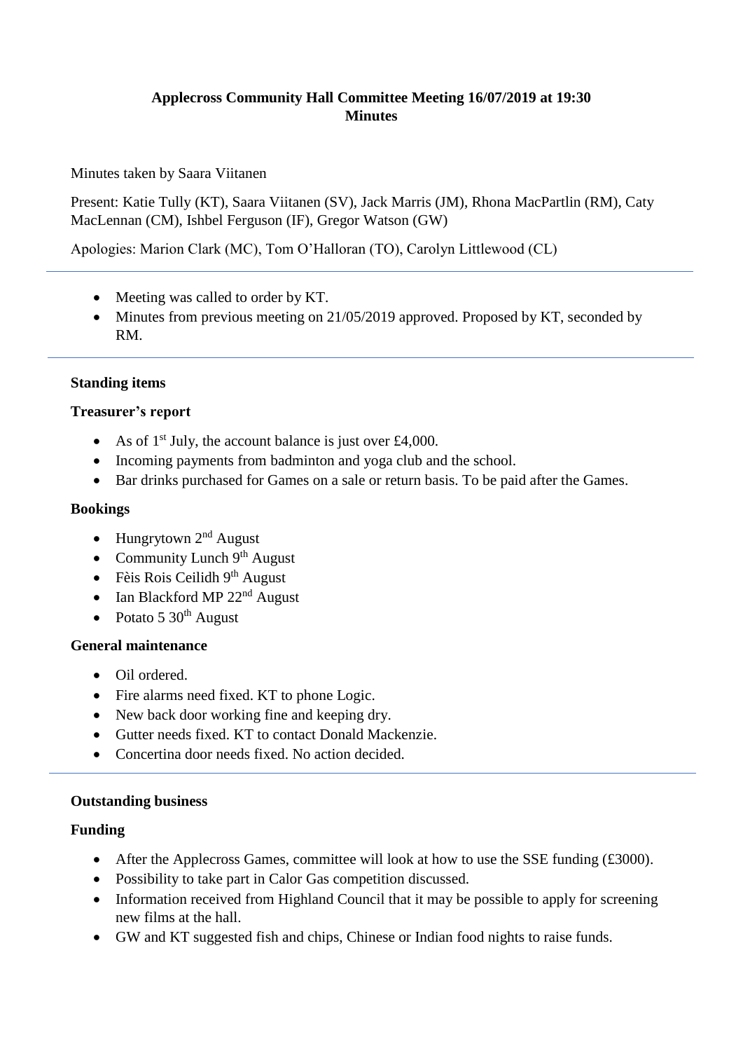# Applecross Community Hall Committee Meeting 16/07/2019 at 19:30
# Minutes

Minutes taken by Saara Viitanen

Present: Katie Tully (KT), Saara Viitanen (SV), Jack Marris (JM), Rhona MacPartlin (RM), Caty MacLennan (CM), Ishbel Ferguson (IF), Gregor Watson (GW)

Apologies: Marion Clark (MC), Tom O'Halloran (TO), Carolyn Littlewood (CL)

---

- Meeting was called to order by KT.
- Minutes from previous meeting on 21/05/2019 approved. Proposed by KT, seconded by RM.

---

## Standing items

### Treasurer's report

- As of 1st July, the account balance is just over £4,000.
- Incoming payments from badminton and yoga club and the school.
- Bar drinks purchased for Games on a sale or return basis. To be paid after the Games.

### Bookings

- Hungrytown 2nd August
- Community Lunch 9th August
- Fèis Rois Ceilidh 9th August
- Ian Blackford MP 22nd August
- Potato 5 30th August

### General maintenance

- Oil ordered.
- Fire alarms need fixed. KT to phone Logic.
- New back door working fine and keeping dry.
- Gutter needs fixed. KT to contact Donald Mackenzie.
- Concertina door needs fixed. No action decided.

---

## Outstanding business

### Funding

- After the Applecross Games, committee will look at how to use the SSE funding (£3000).
- Possibility to take part in Calor Gas competition discussed.
- Information received from Highland Council that it may be possible to apply for screening new films at the hall.
- GW and KT suggested fish and chips, Chinese or Indian food nights to raise funds.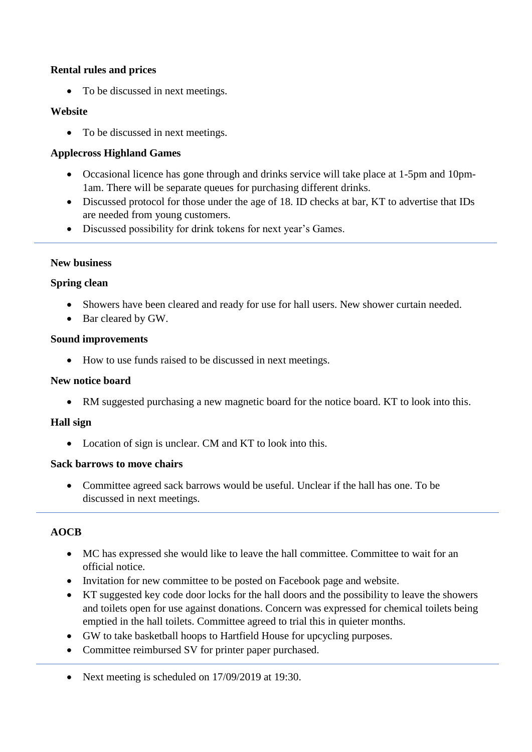**Rental rules and prices**

- To be discussed in next meetings.

**Website**

- To be discussed in next meetings.

**Applecross Highland Games**

- Occasional licence has gone through and drinks service will take place at 1-5pm and 10pm-1am. There will be separate queues for purchasing different drinks.
- Discussed protocol for those under the age of 18. ID checks at bar, KT to advertise that IDs are needed from young customers.
- Discussed possibility for drink tokens for next year's Games.

---

**New business**

**Spring clean**

- Showers have been cleared and ready for use for hall users. New shower curtain needed.
- Bar cleared by GW.

**Sound improvements**

- How to use funds raised to be discussed in next meetings.

**New notice board**

- RM suggested purchasing a new magnetic board for the notice board. KT to look into this.

**Hall sign**

- Location of sign is unclear. CM and KT to look into this.

**Sack barrows to move chairs**

- Committee agreed sack barrows would be useful. Unclear if the hall has one. To be discussed in next meetings.

---

**AOCB**

- MC has expressed she would like to leave the hall committee. Committee to wait for an official notice.
- Invitation for new committee to be posted on Facebook page and website.
- KT suggested key code door locks for the hall doors and the possibility to leave the showers and toilets open for use against donations. Concern was expressed for chemical toilets being emptied in the hall toilets. Committee agreed to trial this in quieter months.
- GW to take basketball hoops to Hartfield House for upcycling purposes.
- Committee reimbursed SV for printer paper purchased.

---

- Next meeting is scheduled on 17/09/2019 at 19:30.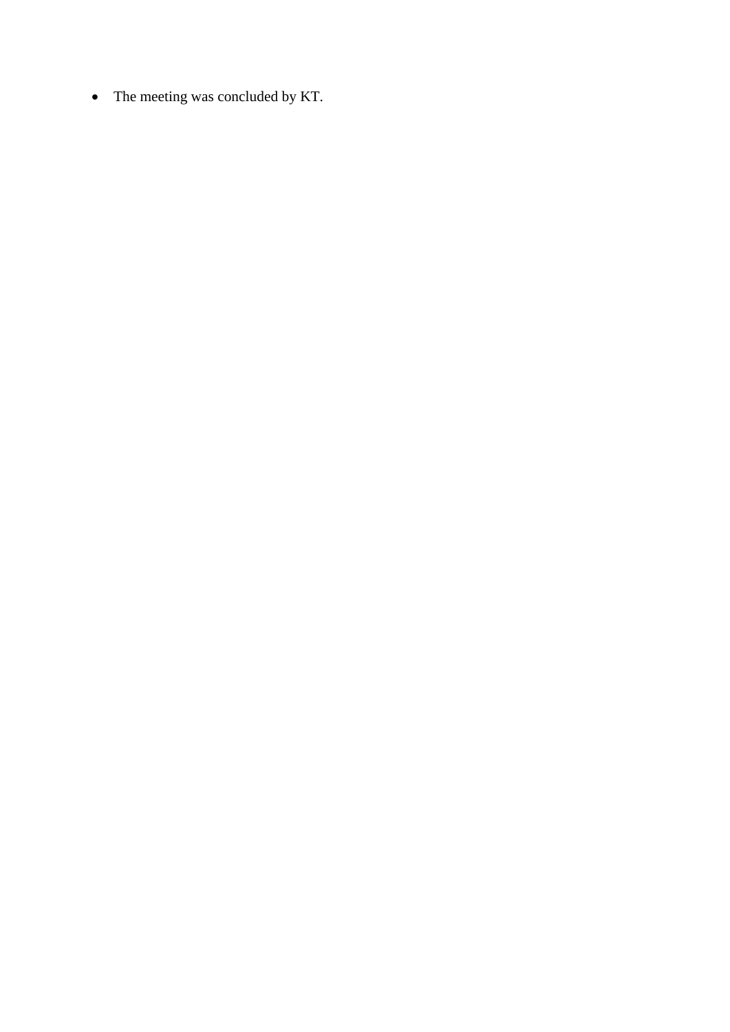- The meeting was concluded by KT.